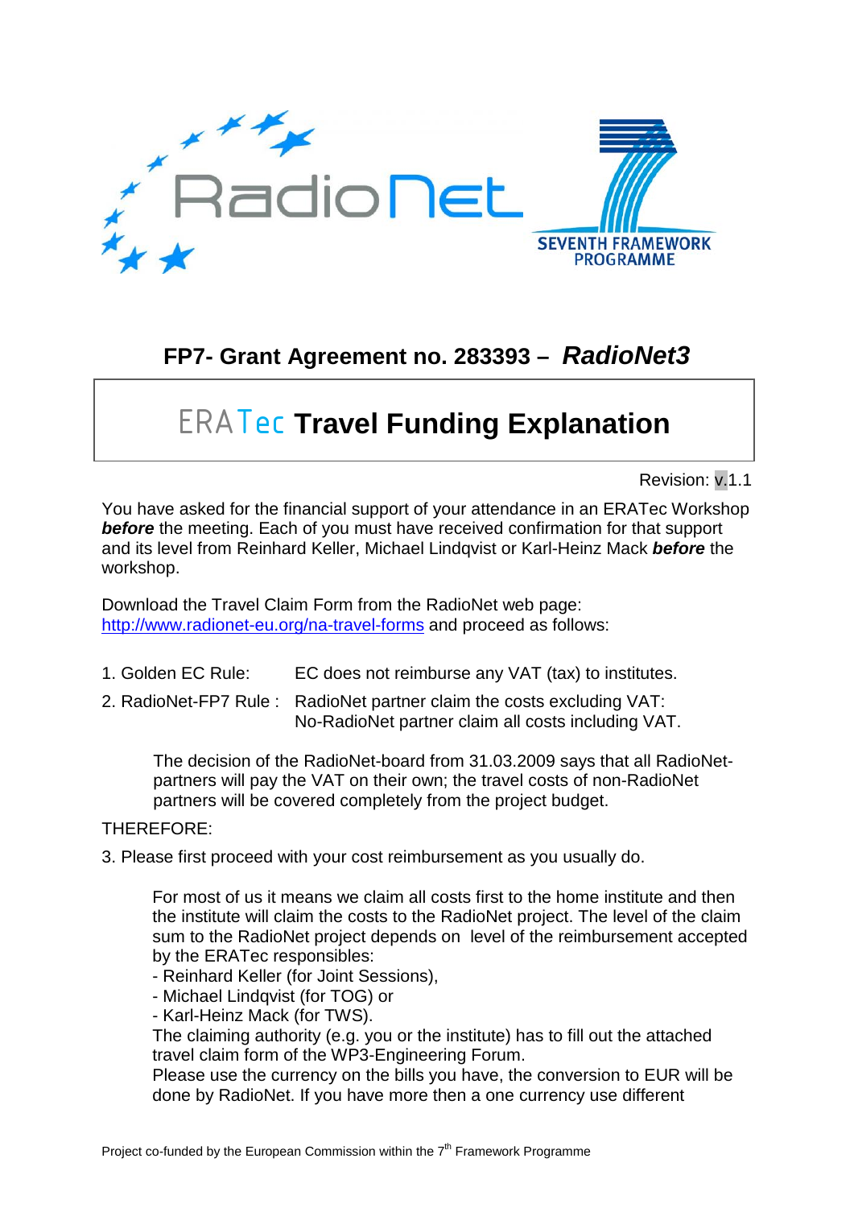## FP7- Grant Agreement no. 283393 – *RadioNet3*

# ERATec **Travel Funding Explanation**

Revision: v.1.1

You have asked for the financial support of your attendance in an ERATec Workshop ***before*** the meeting. Each of you must have received confirmation for that support and its level from Reinhard Keller, Michael Lindqvist or Karl-Heinz Mack ***before*** the workshop.

Download the Travel Claim Form from the RadioNet web page: http://www.radionet-eu.org/na-travel-forms and proceed as follows:

1. Golden EC Rule: EC does not reimburse any VAT (tax) to institutes.
2. RadioNet-FP7 Rule : RadioNet partner claim the costs excluding VAT: No-RadioNet partner claim all costs including VAT.

   The decision of the RadioNet-board from 31.03.2009 says that all RadioNet-partners will pay the VAT on their own; the travel costs of non-RadioNet partners will be covered completely from the project budget.

THEREFORE:

3. Please first proceed with your cost reimbursement as you usually do.

   For most of us it means we claim all costs first to the home institute and then the institute will claim the costs to the RadioNet project. The level of the claim sum to the RadioNet project depends on level of the reimbursement accepted by the ERATec responsibles:
   - Reinhard Keller (for Joint Sessions),
   - Michael Lindqvist (for TOG) or
   - Karl-Heinz Mack (for TWS).

   The claiming authority (e.g. you or the institute) has to fill out the attached travel claim form of the WP3-Engineering Forum.
   Please use the currency on the bills you have, the conversion to EUR will be done by RadioNet. If you have more then a one currency use different

Project co-funded by the European Commission within the 7th Framework Programme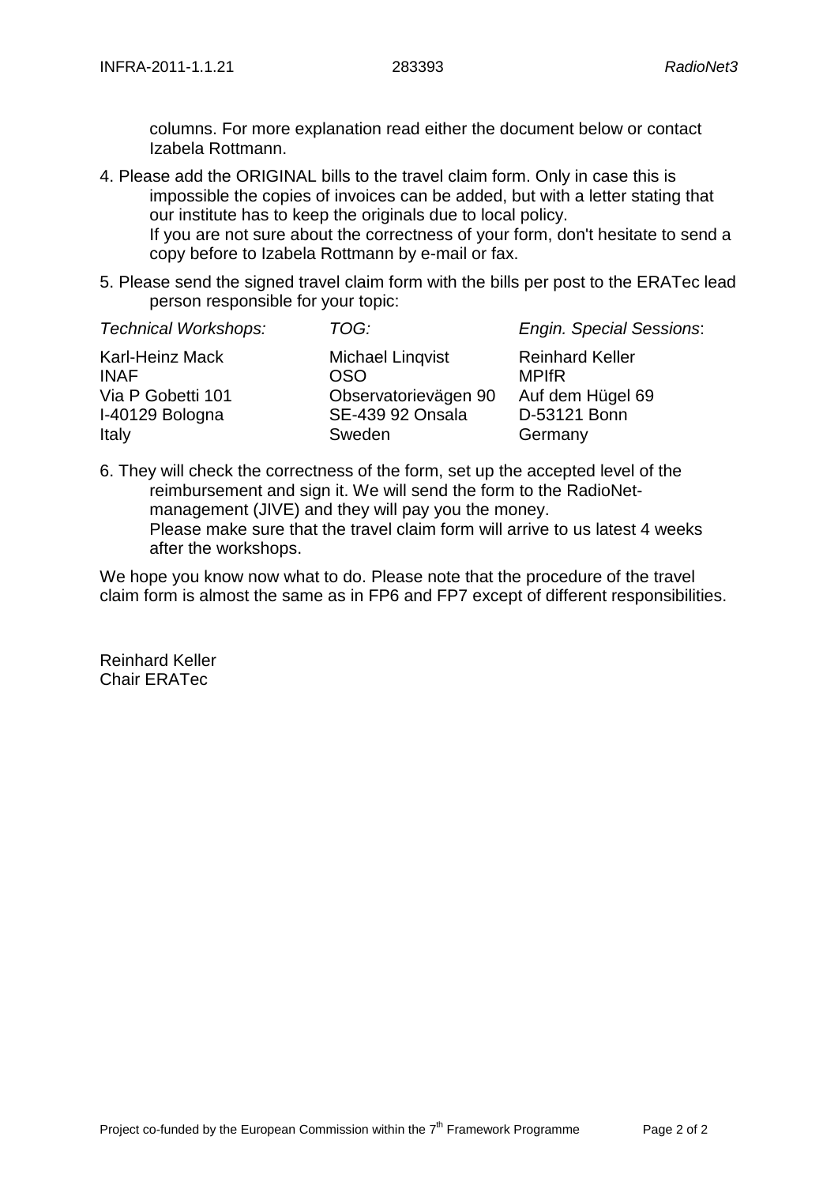columns. For more explanation read either the document below or contact Izabela Rottmann.

4. Please add the ORIGINAL bills to the travel claim form. Only in case this is impossible the copies of invoices can be added, but with a letter stating that our institute has to keep the originals due to local policy.
   If you are not sure about the correctness of your form, don't hesitate to send a copy before to Izabela Rottmann by e-mail or fax.

5. Please send the signed travel claim form with the bills per post to the ERATec lead person responsible for your topic:

| *Technical Workshops:* | *TOG:* | *Engin. Special Sessions*: |
|---|---|---|
| Karl-Heinz Mack | Michael Linqvist | Reinhard Keller |
| INAF | OSO | MPIfR |
| Via P Gobetti 101 | Observatorievägen 90 | Auf dem Hügel 69 |
| I-40129 Bologna | SE-439 92 Onsala | D-53121 Bonn |
| Italy | Sweden | Germany |

6. They will check the correctness of the form, set up the accepted level of the reimbursement and sign it. We will send the form to the RadioNet-management (JIVE) and they will pay you the money.
   Please make sure that the travel claim form will arrive to us latest 4 weeks after the workshops.

We hope you know now what to do. Please note that the procedure of the travel claim form is almost the same as in FP6 and FP7 except of different responsibilities.

Reinhard Keller
Chair ERATec